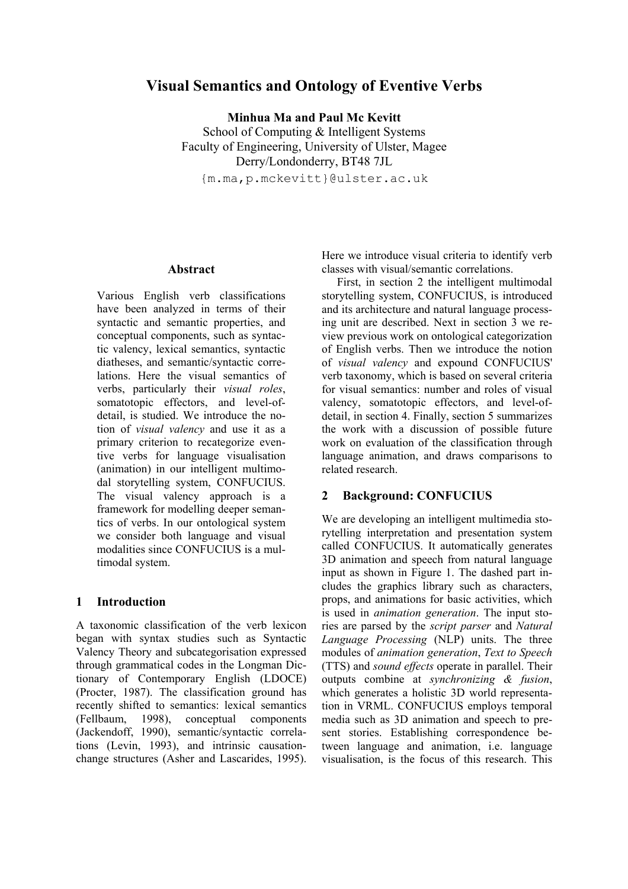# Visual Semantics and Ontology of Eventive Verbs

**Minhua Ma and Paul Mc Kevitt**
School of Computing & Intelligent Systems
Faculty of Engineering, University of Ulster, Magee
Derry/Londonderry, BT48 7JL
{m.ma,p.mckevitt}@ulster.ac.uk

## Abstract

Various English verb classifications have been analyzed in terms of their syntactic and semantic properties, and conceptual components, such as syntactic valency, lexical semantics, syntactic diatheses, and semantic/syntactic correlations. Here the visual semantics of verbs, particularly their *visual roles*, somatotopic effectors, and level-of-detail, is studied. We introduce the notion of *visual valency* and use it as a primary criterion to recategorize eventive verbs for language visualisation (animation) in our intelligent multimodal storytelling system, CONFUCIUS. The visual valency approach is a framework for modelling deeper semantics of verbs. In our ontological system we consider both language and visual modalities since CONFUCIUS is a multimodal system.

## 1 Introduction

A taxonomic classification of the verb lexicon began with syntax studies such as Syntactic Valency Theory and subcategorisation expressed through grammatical codes in the Longman Dictionary of Contemporary English (LDOCE) (Procter, 1987). The classification ground has recently shifted to semantics: lexical semantics (Fellbaum, 1998), conceptual components (Jackendoff, 1990), semantic/syntactic correlations (Levin, 1993), and intrinsic causation-change structures (Asher and Lascarides, 1995). Here we introduce visual criteria to identify verb classes with visual/semantic correlations.

First, in section 2 the intelligent multimodal storytelling system, CONFUCIUS, is introduced and its architecture and natural language processing unit are described. Next in section 3 we review previous work on ontological categorization of English verbs. Then we introduce the notion of *visual valency* and expound CONFUCIUS' verb taxonomy, which is based on several criteria for visual semantics: number and roles of visual valency, somatotopic effectors, and level-of-detail, in section 4. Finally, section 5 summarizes the work with a discussion of possible future work on evaluation of the classification through language animation, and draws comparisons to related research.

## 2 Background: CONFUCIUS

We are developing an intelligent multimedia storytelling interpretation and presentation system called CONFUCIUS. It automatically generates 3D animation and speech from natural language input as shown in Figure 1. The dashed part includes the graphics library such as characters, props, and animations for basic activities, which is used in *animation generation*. The input stories are parsed by the *script parser* and *Natural Language Processing* (NLP) units. The three modules of *animation generation*, *Text to Speech* (TTS) and *sound effects* operate in parallel. Their outputs combine at *synchronizing & fusion*, which generates a holistic 3D world representation in VRML. CONFUCIUS employs temporal media such as 3D animation and speech to present stories. Establishing correspondence between language and animation, i.e. language visualisation, is the focus of this research. This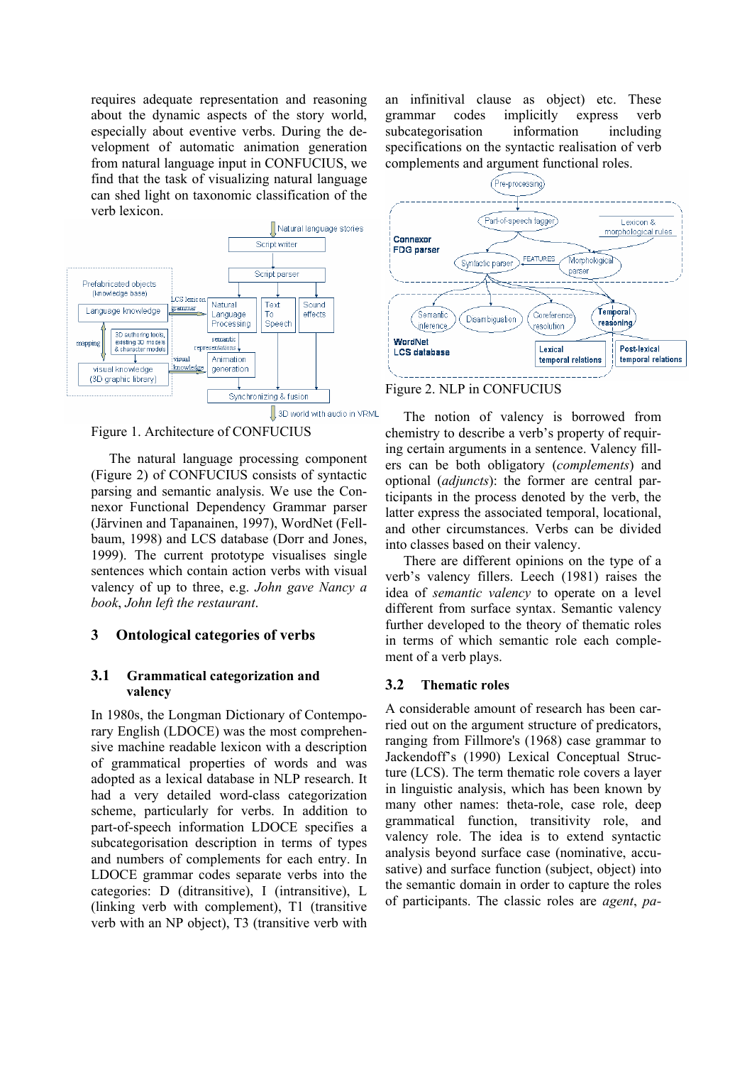requires adequate representation and reasoning about the dynamic aspects of the story world, especially about eventive verbs. During the development of automatic animation generation from natural language input in CONFUCIUS, we find that the task of visualizing natural language can shed light on taxonomic classification of the verb lexicon.

Figure 1. Architecture of CONFUCIUS

The natural language processing component (Figure 2) of CONFUCIUS consists of syntactic parsing and semantic analysis. We use the Connexor Functional Dependency Grammar parser (Järvinen and Tapanainen, 1997), WordNet (Fellbaum, 1998) and LCS database (Dorr and Jones, 1999). The current prototype visualises single sentences which contain action verbs with visual valency of up to three, e.g. *John gave Nancy a book*, *John left the restaurant*.

## 3 Ontological categories of verbs

### 3.1 Grammatical categorization and valency

In 1980s, the Longman Dictionary of Contemporary English (LDOCE) was the most comprehensive machine readable lexicon with a description of grammatical properties of words and was adopted as a lexical database in NLP research. It had a very detailed word-class categorization scheme, particularly for verbs. In addition to part-of-speech information LDOCE specifies a subcategorisation description in terms of types and numbers of complements for each entry. In LDOCE grammar codes separate verbs into the categories: D (ditransitive), I (intransitive), L (linking verb with complement), T1 (transitive verb with an NP object), T3 (transitive verb with an infinitival clause as object) etc. These grammar codes implicitly express verb subcategorisation information including specifications on the syntactic realisation of verb complements and argument functional roles.

Figure 2. NLP in CONFUCIUS

The notion of valency is borrowed from chemistry to describe a verb's property of requiring certain arguments in a sentence. Valency fillers can be both obligatory (*complements*) and optional (*adjuncts*): the former are central participants in the process denoted by the verb, the latter express the associated temporal, locational, and other circumstances. Verbs can be divided into classes based on their valency.

There are different opinions on the type of a verb's valency fillers. Leech (1981) raises the idea of *semantic valency* to operate on a level different from surface syntax. Semantic valency further developed to the theory of thematic roles in terms of which semantic role each complement of a verb plays.

### 3.2 Thematic roles

A considerable amount of research has been carried out on the argument structure of predicators, ranging from Fillmore's (1968) case grammar to Jackendoff's (1990) Lexical Conceptual Structure (LCS). The term thematic role covers a layer in linguistic analysis, which has been known by many other names: theta-role, case role, deep grammatical function, transitivity role, and valency role. The idea is to extend syntactic analysis beyond surface case (nominative, accusative) and surface function (subject, object) into the semantic domain in order to capture the roles of participants. The classic roles are *agent*, *pa-*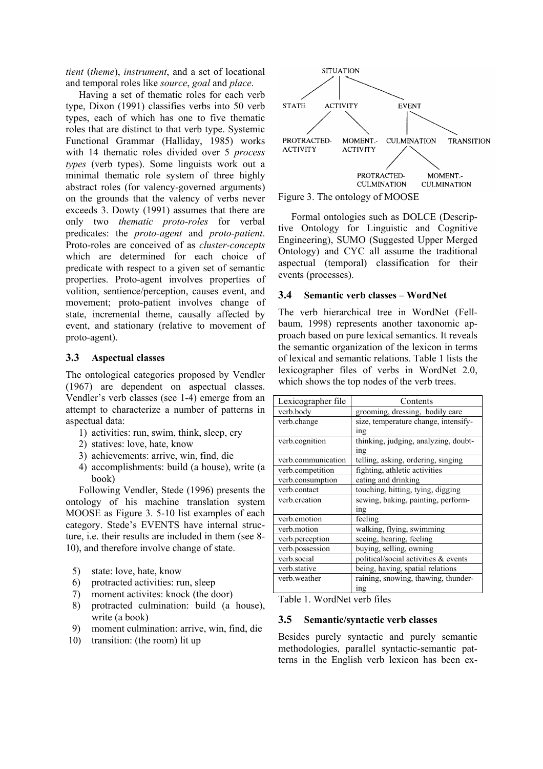*tient* (*theme*), *instrument*, and a set of locational and temporal roles like *source*, *goal* and *place*.

Having a set of thematic roles for each verb type, Dixon (1991) classifies verbs into 50 verb types, each of which has one to five thematic roles that are distinct to that verb type. Systemic Functional Grammar (Halliday, 1985) works with 14 thematic roles divided over 5 *process types* (verb types). Some linguists work out a minimal thematic role system of three highly abstract roles (for valency-governed arguments) on the grounds that the valency of verbs never exceeds 3. Dowty (1991) assumes that there are only two *thematic proto-roles* for verbal predicates: the *proto-agent* and *proto-patient*. Proto-roles are conceived of as *cluster-concepts* which are determined for each choice of predicate with respect to a given set of semantic properties. Proto-agent involves properties of volition, sentience/perception, causes event, and movement; proto-patient involves change of state, incremental theme, causally affected by event, and stationary (relative to movement of proto-agent).

### 3.3 Aspectual classes

The ontological categories proposed by Vendler (1967) are dependent on aspectual classes. Vendler's verb classes (see 1-4) emerge from an attempt to characterize a number of patterns in aspectual data:

1) activities: run, swim, think, sleep, cry
2) statives: love, hate, know
3) achievements: arrive, win, find, die
4) accomplishments: build (a house), write (a book)

Following Vendler, Stede (1996) presents the ontology of his machine translation system MOOSE as Figure 3. 5-10 list examples of each category. Stede's EVENTS have internal structure, i.e. their results are included in them (see 8-10), and therefore involve change of state.

5) state: love, hate, know
6) protracted activities: run, sleep
7) moment activites: knock (the door)
8) protracted culmination: build (a house), write (a book)
9) moment culmination: arrive, win, find, die
10) transition: (the room) lit up

```
SITUATION
├── STATE
├── ACTIVITY
│   ├── PROTRACTED-ACTIVITY
│   └── MOMENT.-ACTIVITY
└── EVENT
    ├── CULMINATION
    │   ├── PROTRACTED-CULMINATION
    │   └── MOMENT.-CULMINATION
    └── TRANSITION
```

Figure 3. The ontology of MOOSE

Formal ontologies such as DOLCE (Descriptive Ontology for Linguistic and Cognitive Engineering), SUMO (Suggested Upper Merged Ontology) and CYC all assume the traditional aspectual (temporal) classification for their events (processes).

### 3.4 Semantic verb classes – WordNet

The verb hierarchical tree in WordNet (Fellbaum, 1998) represents another taxonomic approach based on pure lexical semantics. It reveals the semantic organization of the lexicon in terms of lexical and semantic relations. Table 1 lists the lexicographer files of verbs in WordNet 2.0, which shows the top nodes of the verb trees.

| Lexicographer file | Contents |
|---|---|
| verb.body | grooming, dressing, bodily care |
| verb.change | size, temperature change, intensifying |
| verb.cognition | thinking, judging, analyzing, doubting |
| verb.communication | telling, asking, ordering, singing |
| verb.competition | fighting, athletic activities |
| verb.consumption | eating and drinking |
| verb.contact | touching, hitting, tying, digging |
| verb.creation | sewing, baking, painting, performing |
| verb.emotion | feeling |
| verb.motion | walking, flying, swimming |
| verb.perception | seeing, hearing, feeling |
| verb.possession | buying, selling, owning |
| verb.social | political/social activities & events |
| verb.stative | being, having, spatial relations |
| verb.weather | raining, snowing, thawing, thundering |

Table 1. WordNet verb files

### 3.5 Semantic/syntactic verb classes

Besides purely syntactic and purely semantic methodologies, parallel syntactic-semantic patterns in the English verb lexicon has been ex-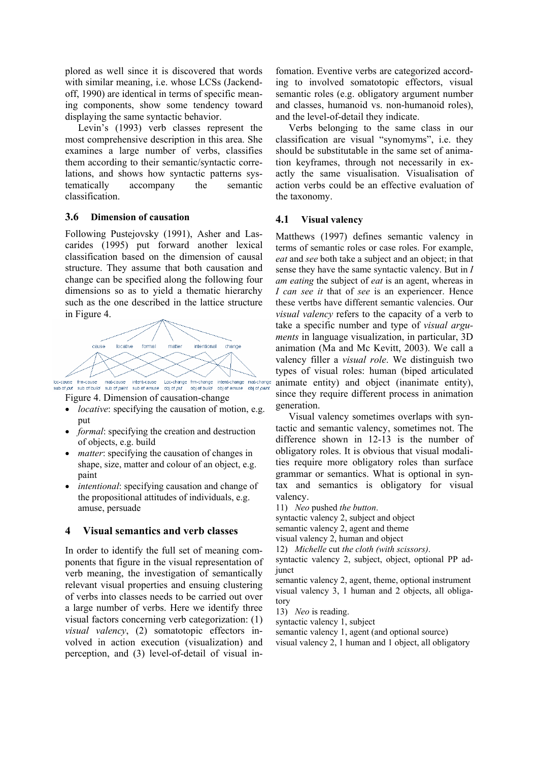plored as well since it is discovered that words with similar meaning, i.e. whose LCSs (Jackendoff, 1990) are identical in terms of specific meaning components, show some tendency toward displaying the same syntactic behavior.

Levin's (1993) verb classes represent the most comprehensive description in this area. She examines a large number of verbs, classifies them according to their semantic/syntactic correlations, and shows how syntactic patterns systematically accompany the semantic classification.

### 3.6 Dimension of causation

Following Pustejovsky (1991), Asher and Lascarides (1995) put forward another lexical classification based on the dimension of causal structure. They assume that both causation and change can be specified along the following four dimensions so as to yield a thematic hierarchy such as the one described in the lattice structure in Figure 4.

Figure 4. Dimension of causation-change

- *locative*: specifying the causation of motion, e.g. put
- *formal*: specifying the creation and destruction of objects, e.g. build
- *matter*: specifying the causation of changes in shape, size, matter and colour of an object, e.g. paint
- *intentional*: specifying causation and change of the propositional attitudes of individuals, e.g. amuse, persuade

## 4 Visual semantics and verb classes

In order to identify the full set of meaning components that figure in the visual representation of verb meaning, the investigation of semantically relevant visual properties and ensuing clustering of verbs into classes needs to be carried out over a large number of verbs. Here we identify three visual factors concerning verb categorization: (1) *visual valency*, (2) somatotopic effectors involved in action execution (visualization) and perception, and (3) level-of-detail of visual infomation. Eventive verbs are categorized according to involved somatotopic effectors, visual semantic roles (e.g. obligatory argument number and classes, humanoid vs. non-humanoid roles), and the level-of-detail they indicate.

Verbs belonging to the same class in our classification are visual "synomyms", i.e. they should be substitutable in the same set of animation keyframes, through not necessarily in exactly the same visualisation. Visualisation of action verbs could be an effective evaluation of the taxonomy.

### 4.1 Visual valency

Matthews (1997) defines semantic valency in terms of semantic roles or case roles. For example, *eat* and *see* both take a subject and an object; in that sense they have the same syntactic valency. But in *I am eating* the subject of *eat* is an agent, whereas in *I can see it* that of *see* is an experiencer. Hence these verbs have different semantic valencies. Our *visual valency* refers to the capacity of a verb to take a specific number and type of *visual arguments* in language visualization, in particular, 3D animation (Ma and Mc Kevitt, 2003). We call a valency filler a *visual role*. We distinguish two types of visual roles: human (biped articulated animate entity) and object (inanimate entity), since they require different process in animation generation.

Visual valency sometimes overlaps with syntactic and semantic valency, sometimes not. The difference shown in 12-13 is the number of obligatory roles. It is obvious that visual modalities require more obligatory roles than surface grammar or semantics. What is optional in syntax and semantics is obligatory for visual valency.

11) *Neo* pushed *the button*.
syntactic valency 2, subject and object
semantic valency 2, agent and theme
visual valency 2, human and object

12) *Michelle* cut *the cloth (with scissors)*.
syntactic valency 2, subject, object, optional PP adjunct
semantic valency 2, agent, theme, optional instrument
visual valency 3, 1 human and 2 objects, all obligatory

13) *Neo* is reading.
syntactic valency 1, subject
semantic valency 1, agent (and optional source)
visual valency 2, 1 human and 1 object, all obligatory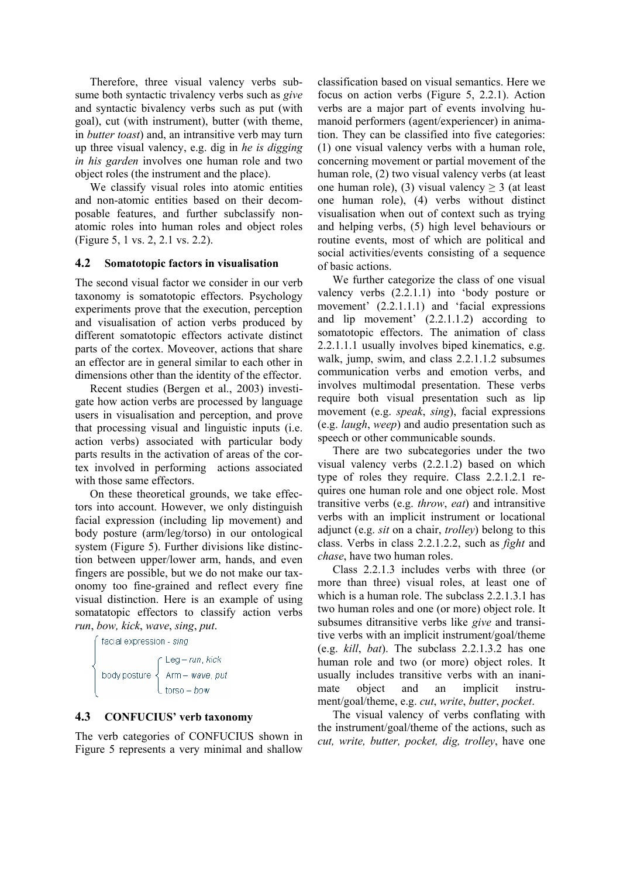Therefore, three visual valency verbs subsume both syntactic trivalency verbs such as *give* and syntactic bivalency verbs such as put (with goal), cut (with instrument), butter (with theme, in *butter toast*) and, an intransitive verb may turn up three visual valency, e.g. dig in *he is digging in his garden* involves one human role and two object roles (the instrument and the place).

We classify visual roles into atomic entities and non-atomic entities based on their decomposable features, and further subclassify non-atomic roles into human roles and object roles (Figure 5, 1 vs. 2, 2.1 vs. 2.2).

### 4.2 Somatotopic factors in visualisation

The second visual factor we consider in our verb taxonomy is somatotopic effectors. Psychology experiments prove that the execution, perception and visualisation of action verbs produced by different somatotopic effectors activate distinct parts of the cortex. Moveover, actions that share an effector are in general similar to each other in dimensions other than the identity of the effector.

Recent studies (Bergen et al., 2003) investigate how action verbs are processed by language users in visualisation and perception, and prove that processing visual and linguistic inputs (i.e. action verbs) associated with particular body parts results in the activation of areas of the cortex involved in performing actions associated with those same effectors.

On these theoretical grounds, we take effectors into account. However, we only distinguish facial expression (including lip movement) and body posture (arm/leg/torso) in our ontological system (Figure 5). Further divisions like distinction between upper/lower arm, hands, and even fingers are possible, but we do not make our taxonomy too fine-grained and reflect every fine visual distinction. Here is an example of using somatatopic effectors to classify action verbs *run*, *bow, kick*, *wave*, *sing*, *put*.

- facial expression - *sing*
- body posture
  - Leg – *run, kick*
  - Arm – *wave, put*
  - torso – *bow*

### 4.3 CONFUCIUS' verb taxonomy

The verb categories of CONFUCIUS shown in Figure 5 represents a very minimal and shallow classification based on visual semantics. Here we focus on action verbs (Figure 5, 2.2.1). Action verbs are a major part of events involving humanoid performers (agent/experiencer) in animation. They can be classified into five categories: (1) one visual valency verbs with a human role, concerning movement or partial movement of the human role, (2) two visual valency verbs (at least one human role), (3) visual valency $\geq 3$ (at least one human role), (4) verbs without distinct visualisation when out of context such as trying and helping verbs, (5) high level behaviours or routine events, most of which are political and social activities/events consisting of a sequence of basic actions.

We further categorize the class of one visual valency verbs (2.2.1.1) into 'body posture or movement' (2.2.1.1.1) and 'facial expressions and lip movement' (2.2.1.1.2) according to somatotopic effectors. The animation of class 2.2.1.1.1 usually involves biped kinematics, e.g. walk, jump, swim, and class 2.2.1.1.2 subsumes communication verbs and emotion verbs, and involves multimodal presentation. These verbs require both visual presentation such as lip movement (e.g. *speak*, *sing*), facial expressions (e.g. *laugh*, *weep*) and audio presentation such as speech or other communicable sounds.

There are two subcategories under the two visual valency verbs (2.2.1.2) based on which type of roles they require. Class 2.2.1.2.1 requires one human role and one object role. Most transitive verbs (e.g. *throw*, *eat*) and intransitive verbs with an implicit instrument or locational adjunct (e.g. *sit* on a chair, *trolley*) belong to this class. Verbs in class 2.2.1.2.2, such as *fight* and *chase*, have two human roles.

Class 2.2.1.3 includes verbs with three (or more than three) visual roles, at least one of which is a human role. The subclass 2.2.1.3.1 has two human roles and one (or more) object role. It subsumes ditransitive verbs like *give* and transitive verbs with an implicit instrument/goal/theme (e.g. *kill*, *bat*). The subclass 2.2.1.3.2 has one human role and two (or more) object roles. It usually includes transitive verbs with an inanimate object and an implicit instrument/goal/theme, e.g. *cut*, *write*, *butter*, *pocket*.

The visual valency of verbs conflating with the instrument/goal/theme of the actions, such as *cut, write, butter, pocket, dig, trolley*, have one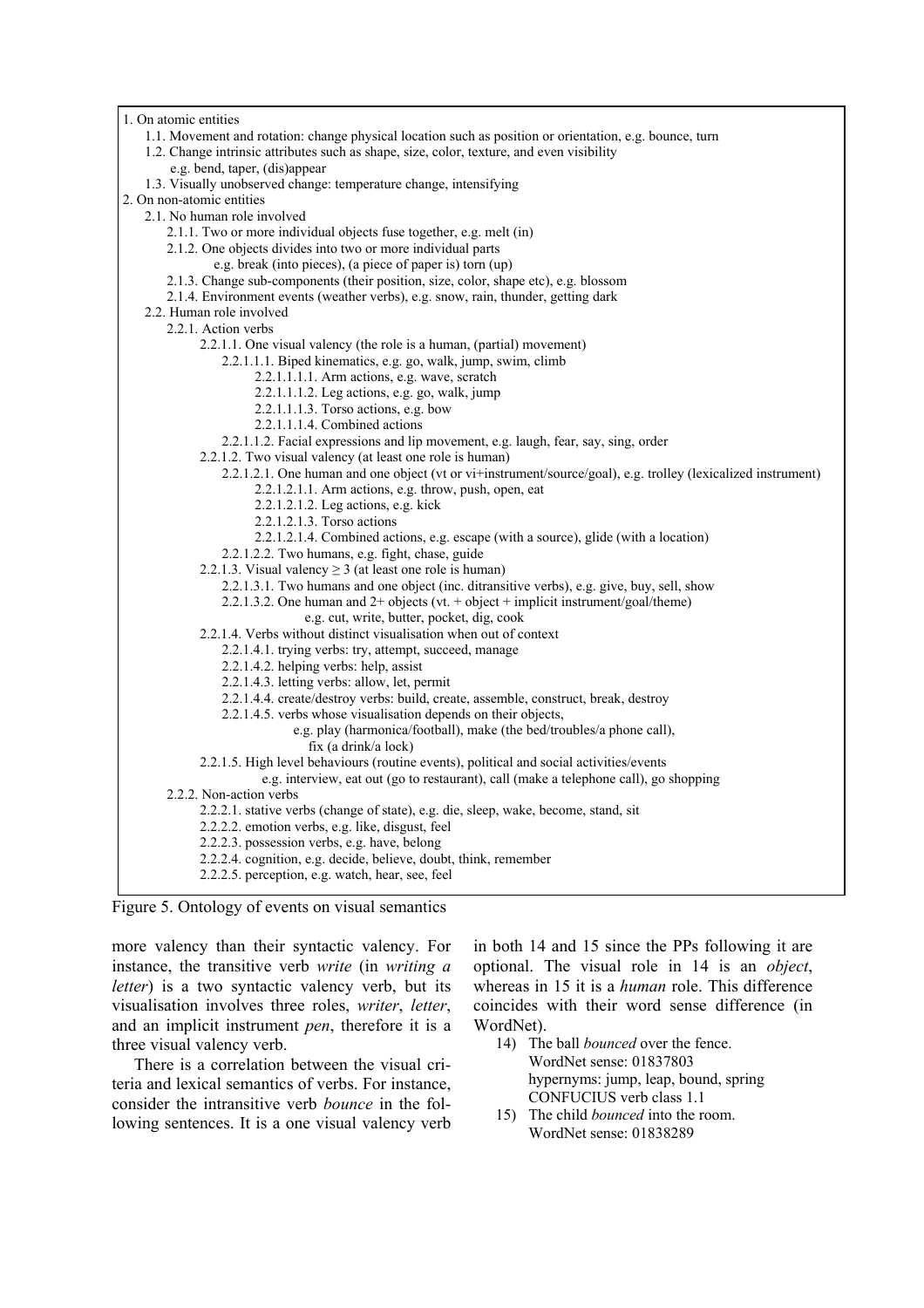1. On atomic entities
    - 1.1. Movement and rotation: change physical location such as position or orientation, e.g. bounce, turn
    - 1.2. Change intrinsic attributes such as shape, size, color, texture, and even visibility e.g. bend, taper, (dis)appear
    - 1.3. Visually unobserved change: temperature change, intensifying
2. On non-atomic entities
    - 2.1. No human role involved
        - 2.1.1. Two or more individual objects fuse together, e.g. melt (in)
        - 2.1.2. One objects divides into two or more individual parts e.g. break (into pieces), (a piece of paper is) torn (up)
        - 2.1.3. Change sub-components (their position, size, color, shape etc), e.g. blossom
        - 2.1.4. Environment events (weather verbs), e.g. snow, rain, thunder, getting dark
    - 2.2. Human role involved
        - 2.2.1. Action verbs
            - 2.2.1.1. One visual valency (the role is a human, (partial) movement)
                - 2.2.1.1.1. Biped kinematics, e.g. go, walk, jump, swim, climb
                    - 2.2.1.1.1.1. Arm actions, e.g. wave, scratch
                    - 2.2.1.1.1.2. Leg actions, e.g. go, walk, jump
                    - 2.2.1.1.1.3. Torso actions, e.g. bow
                    - 2.2.1.1.1.4. Combined actions
                - 2.2.1.1.2. Facial expressions and lip movement, e.g. laugh, fear, say, sing, order
            - 2.2.1.2. Two visual valency (at least one role is human)
                - 2.2.1.2.1. One human and one object (vt or vi+instrument/source/goal), e.g. trolley (lexicalized instrument)
                    - 2.2.1.2.1.1. Arm actions, e.g. throw, push, open, eat
                    - 2.2.1.2.1.2. Leg actions, e.g. kick
                    - 2.2.1.2.1.3. Torso actions
                    - 2.2.1.2.1.4. Combined actions, e.g. escape (with a source), glide (with a location)
                - 2.2.1.2.2. Two humans, e.g. fight, chase, guide
            - 2.2.1.3. Visual valency ≥ 3 (at least one role is human)
                - 2.2.1.3.1. Two humans and one object (inc. ditransitive verbs), e.g. give, buy, sell, show
                - 2.2.1.3.2. One human and 2+ objects (vt. + object + implicit instrument/goal/theme) e.g. cut, write, butter, pocket, dig, cook
            - 2.2.1.4. Verbs without distinct visualisation when out of context
                - 2.2.1.4.1. trying verbs: try, attempt, succeed, manage
                - 2.2.1.4.2. helping verbs: help, assist
                - 2.2.1.4.3. letting verbs: allow, let, permit
                - 2.2.1.4.4. create/destroy verbs: build, create, assemble, construct, break, destroy
                - 2.2.1.4.5. verbs whose visualisation depends on their objects, e.g. play (harmonica/football), make (the bed/troubles/a phone call), fix (a drink/a lock)
            - 2.2.1.5. High level behaviours (routine events), political and social activities/events e.g. interview, eat out (go to restaurant), call (make a telephone call), go shopping
        - 2.2.2. Non-action verbs
            - 2.2.2.1. stative verbs (change of state), e.g. die, sleep, wake, become, stand, sit
            - 2.2.2.2. emotion verbs, e.g. like, disgust, feel
            - 2.2.2.3. possession verbs, e.g. have, belong
            - 2.2.2.4. cognition, e.g. decide, believe, doubt, think, remember
            - 2.2.2.5. perception, e.g. watch, hear, see, feel

Figure 5. Ontology of events on visual semantics

more valency than their syntactic valency. For instance, the transitive verb *write* (in *writing a letter*) is a two syntactic valency verb, but its visualisation involves three roles, *writer*, *letter*, and an implicit instrument *pen*, therefore it is a three visual valency verb.

There is a correlation between the visual criteria and lexical semantics of verbs. For instance, consider the intransitive verb *bounce* in the following sentences. It is a one visual valency verb in both 14 and 15 since the PPs following it are optional. The visual role in 14 is an *object*, whereas in 15 it is a *human* role. This difference coincides with their word sense difference (in WordNet).

14) The ball *bounced* over the fence.
    WordNet sense: 01837803
    hypernyms: jump, leap, bound, spring
    CONFUCIUS verb class 1.1
15) The child *bounced* into the room.
    WordNet sense: 01838289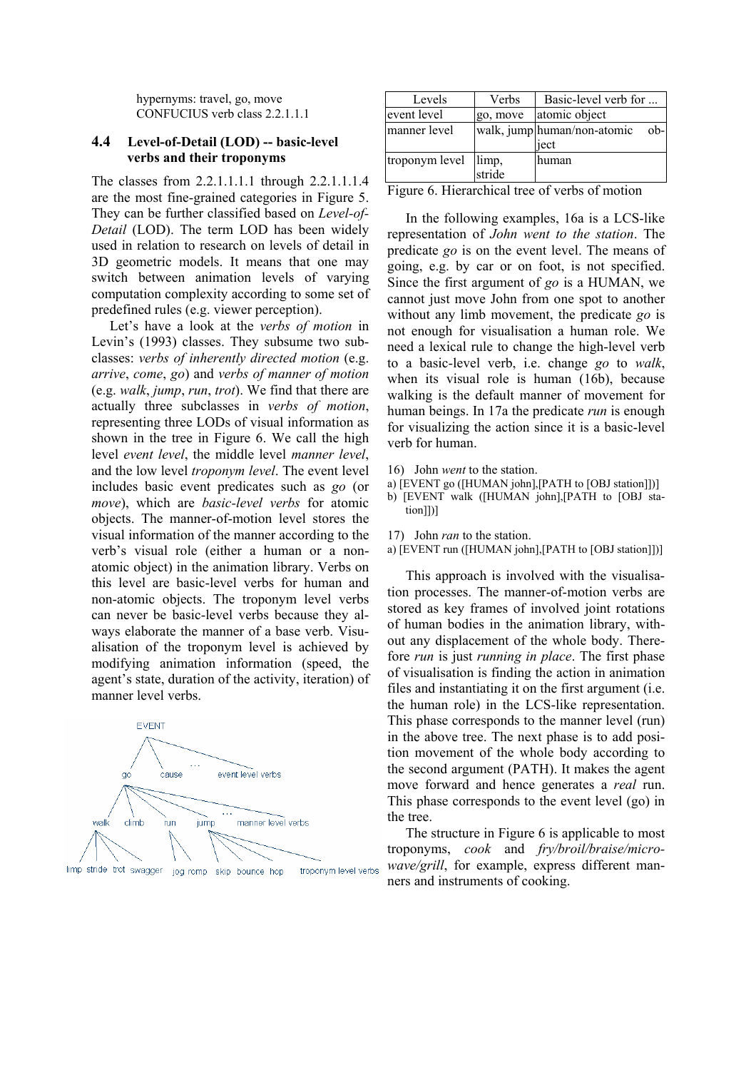hypernyms: travel, go, move
CONFUCIUS verb class 2.2.1.1.1

### 4.4 Level-of-Detail (LOD) -- basic-level verbs and their troponyms

The classes from 2.2.1.1.1.1 through 2.2.1.1.1.4 are the most fine-grained categories in Figure 5. They can be further classified based on *Level-of-Detail* (LOD). The term LOD has been widely used in relation to research on levels of detail in 3D geometric models. It means that one may switch between animation levels of varying computation complexity according to some set of predefined rules (e.g. viewer perception).

Let's have a look at the *verbs of motion* in Levin's (1993) classes. They subsume two subclasses: *verbs of inherently directed motion* (e.g. *arrive*, *come*, *go*) and *verbs of manner of motion* (e.g. *walk*, *jump*, *run*, *trot*). We find that there are actually three subclasses in *verbs of motion*, representing three LODs of visual information as shown in the tree in Figure 6. We call the high level *event level*, the middle level *manner level*, and the low level *troponym level*. The event level includes basic event predicates such as *go* (or *move*), which are *basic-level verbs* for atomic objects. The manner-of-motion level stores the visual information of the manner according to the verb's visual role (either a human or a non-atomic object) in the animation library. Verbs on this level are basic-level verbs for human and non-atomic objects. The troponym level verbs can never be basic-level verbs because they always elaborate the manner of a base verb. Visualisation of the troponym level is achieved by modifying animation information (speed, the agent's state, duration of the activity, iteration) of manner level verbs.

EVENT
- go
  - walk: limp, stride, trot, swagger
  - climb
  - run: jog, romp
  - jump: skip, bounce, hop
  - ... manner level verbs
    - troponym level verbs
- cause
- ... event level verbs

| Levels | Verbs | Basic-level verb for ... |
|---|---|---|
| event level | go, move | atomic object |
| manner level | walk, jump | human/non-atomic object |
| troponym level | limp, stride | human |

Figure 6. Hierarchical tree of verbs of motion

In the following examples, 16a is a LCS-like representation of *John went to the station*. The predicate *go* is on the event level. The means of going, e.g. by car or on foot, is not specified. Since the first argument of *go* is a HUMAN, we cannot just move John from one spot to another without any limb movement, the predicate *go* is not enough for visualisation a human role. We need a lexical rule to change the high-level verb to a basic-level verb, i.e. change *go* to *walk*, when its visual role is human (16b), because walking is the default manner of movement for human beings. In 17a the predicate *run* is enough for visualizing the action since it is a basic-level verb for human.

16) John *went* to the station.
a) [EVENT go ([HUMAN john],[PATH to [OBJ station]])]
b) [EVENT walk ([HUMAN john],[PATH to [OBJ station]])]

17) John *ran* to the station.
a) [EVENT run ([HUMAN john],[PATH to [OBJ station]])]

This approach is involved with the visualisation processes. The manner-of-motion verbs are stored as key frames of involved joint rotations of human bodies in the animation library, without any displacement of the whole body. Therefore *run* is just *running in place*. The first phase of visualisation is finding the action in animation files and instantiating it on the first argument (i.e. the human role) in the LCS-like representation. This phase corresponds to the manner level (run) in the above tree. The next phase is to add position movement of the whole body according to the second argument (PATH). It makes the agent move forward and hence generates a *real* run. This phase corresponds to the event level (go) in the tree.

The structure in Figure 6 is applicable to most troponyms, *cook* and *fry/broil/braise/microwave/grill*, for example, express different manners and instruments of cooking.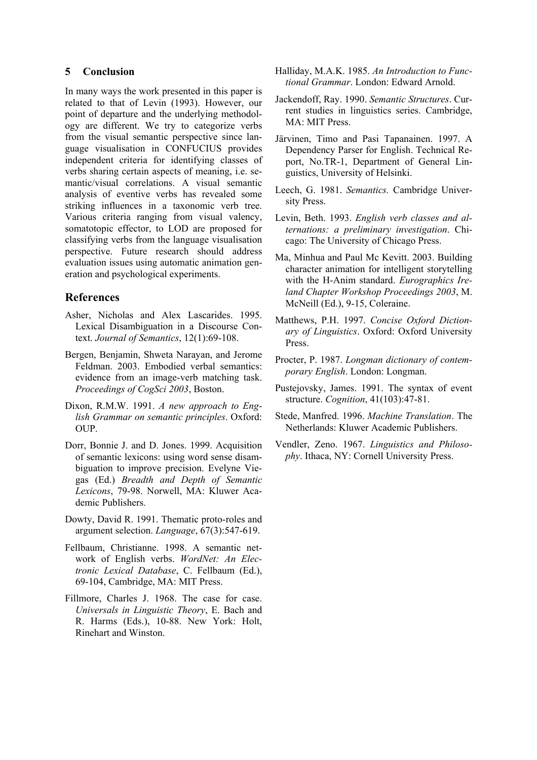## 5 Conclusion

In many ways the work presented in this paper is related to that of Levin (1993). However, our point of departure and the underlying methodology are different. We try to categorize verbs from the visual semantic perspective since language visualisation in CONFUCIUS provides independent criteria for identifying classes of verbs sharing certain aspects of meaning, i.e. semantic/visual correlations. A visual semantic analysis of eventive verbs has revealed some striking influences in a taxonomic verb tree. Various criteria ranging from visual valency, somatotopic effector, to LOD are proposed for classifying verbs from the language visualisation perspective. Future research should address evaluation issues using automatic animation generation and psychological experiments.

## References

Asher, Nicholas and Alex Lascarides. 1995. Lexical Disambiguation in a Discourse Context. *Journal of Semantics*, 12(1):69-108.

Bergen, Benjamin, Shweta Narayan, and Jerome Feldman. 2003. Embodied verbal semantics: evidence from an image-verb matching task. *Proceedings of CogSci 2003*, Boston.

Dixon, R.M.W. 1991. *A new approach to English Grammar on semantic principles*. Oxford: OUP.

Dorr, Bonnie J. and D. Jones. 1999. Acquisition of semantic lexicons: using word sense disambiguation to improve precision. Evelyne Viegas (Ed.) *Breadth and Depth of Semantic Lexicons*, 79-98. Norwell, MA: Kluwer Academic Publishers.

Dowty, David R. 1991. Thematic proto-roles and argument selection. *Language*, 67(3):547-619.

Fellbaum, Christianne. 1998. A semantic network of English verbs. *WordNet: An Electronic Lexical Database*, C. Fellbaum (Ed.), 69-104, Cambridge, MA: MIT Press.

Fillmore, Charles J. 1968. The case for case. *Universals in Linguistic Theory*, E. Bach and R. Harms (Eds.), 10-88. New York: Holt, Rinehart and Winston.

Halliday, M.A.K. 1985. *An Introduction to Functional Grammar*. London: Edward Arnold.

Jackendoff, Ray. 1990. *Semantic Structures*. Current studies in linguistics series. Cambridge, MA: MIT Press.

Järvinen, Timo and Pasi Tapanainen. 1997. A Dependency Parser for English. Technical Report, No.TR-1, Department of General Linguistics, University of Helsinki.

Leech, G. 1981. *Semantics.* Cambridge University Press.

Levin, Beth. 1993. *English verb classes and alternations: a preliminary investigation*. Chicago: The University of Chicago Press.

Ma, Minhua and Paul Mc Kevitt. 2003. Building character animation for intelligent storytelling with the H-Anim standard. *Eurographics Ireland Chapter Workshop Proceedings 2003*, M. McNeill (Ed.), 9-15, Coleraine.

Matthews, P.H. 1997. *Concise Oxford Dictionary of Linguistics*. Oxford: Oxford University Press.

Procter, P. 1987. *Longman dictionary of contemporary English*. London: Longman.

Pustejovsky, James. 1991. The syntax of event structure. *Cognition*, 41(103):47-81.

Stede, Manfred. 1996. *Machine Translation*. The Netherlands: Kluwer Academic Publishers.

Vendler, Zeno. 1967. *Linguistics and Philosophy*. Ithaca, NY: Cornell University Press.